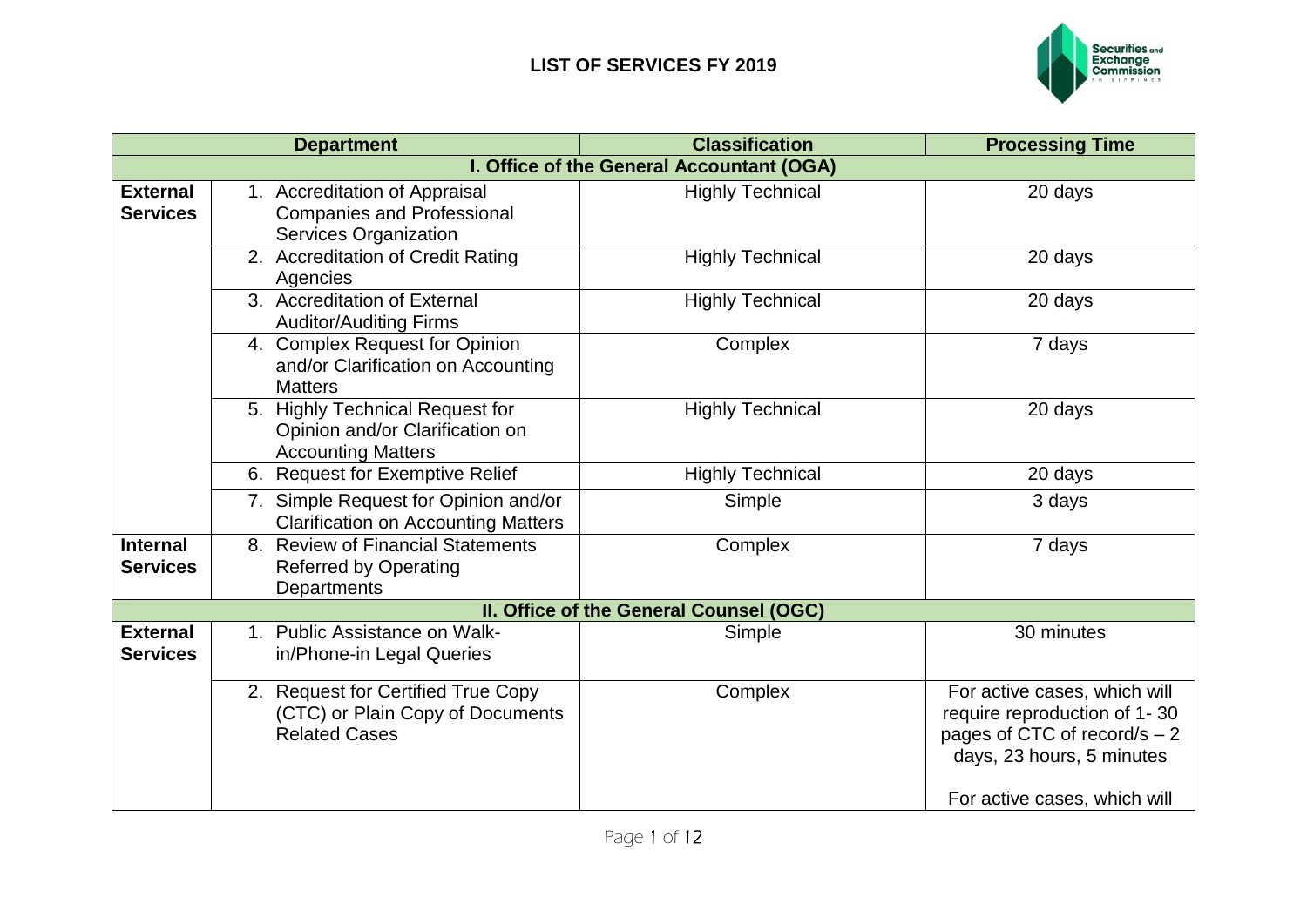# LIST OF SERVICES FY 2019

| Department | | Classification | Processing Time |
|---|---|---|---|
| **I. Office of the General Accountant (OGA)** | | | |
| **External Services** | 1. Accreditation of Appraisal Companies and Professional Services Organization | Highly Technical | 20 days |
| | 2. Accreditation of Credit Rating Agencies | Highly Technical | 20 days |
| | 3. Accreditation of External Auditor/Auditing Firms | Highly Technical | 20 days |
| | 4. Complex Request for Opinion and/or Clarification on Accounting Matters | Complex | 7 days |
| | 5. Highly Technical Request for Opinion and/or Clarification on Accounting Matters | Highly Technical | 20 days |
| | 6. Request for Exemptive Relief | Highly Technical | 20 days |
| | 7. Simple Request for Opinion and/or Clarification on Accounting Matters | Simple | 3 days |
| **Internal Services** | 8. Review of Financial Statements Referred by Operating Departments | Complex | 7 days |
| **II. Office of the General Counsel (OGC)** | | | |
| **External Services** | 1. Public Assistance on Walk-in/Phone-in Legal Queries | Simple | 30 minutes |
| | 2. Request for Certified True Copy (CTC) or Plain Copy of Documents Related Cases | Complex | For active cases, which will require reproduction of 1- 30 pages of CTC of record/s – 2 days, 23 hours, 5 minutes<br><br>For active cases, which will |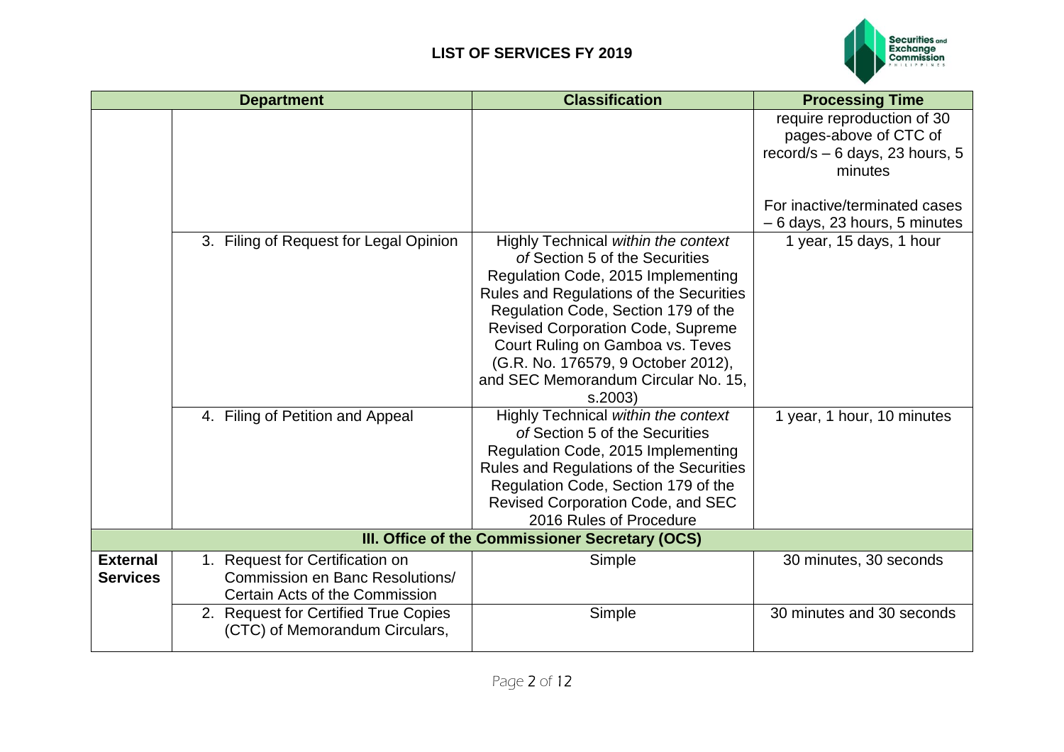| Department | | Classification | Processing Time |
|---|---|---|---|
| | | | require reproduction of 30 pages-above of CTC of record/s – 6 days, 23 hours, 5 minutes<br><br>For inactive/terminated cases – 6 days, 23 hours, 5 minutes |
| | 3. Filing of Request for Legal Opinion | Highly Technical *within the context of* Section 5 of the Securities Regulation Code, 2015 Implementing Rules and Regulations of the Securities Regulation Code, Section 179 of the Revised Corporation Code, Supreme Court Ruling on Gamboa vs. Teves (G.R. No. 176579, 9 October 2012), and SEC Memorandum Circular No. 15, s.2003) | 1 year, 15 days, 1 hour |
| | 4. Filing of Petition and Appeal | Highly Technical *within the context of* Section 5 of the Securities Regulation Code, 2015 Implementing Rules and Regulations of the Securities Regulation Code, Section 179 of the Revised Corporation Code, and SEC 2016 Rules of Procedure | 1 year, 1 hour, 10 minutes |
| **III. Office of the Commissioner Secretary (OCS)** | | | |
| **External Services** | 1. Request for Certification on Commission en Banc Resolutions/ Certain Acts of the Commission | Simple | 30 minutes, 30 seconds |
| | 2. Request for Certified True Copies (CTC) of Memorandum Circulars, | Simple | 30 minutes and 30 seconds |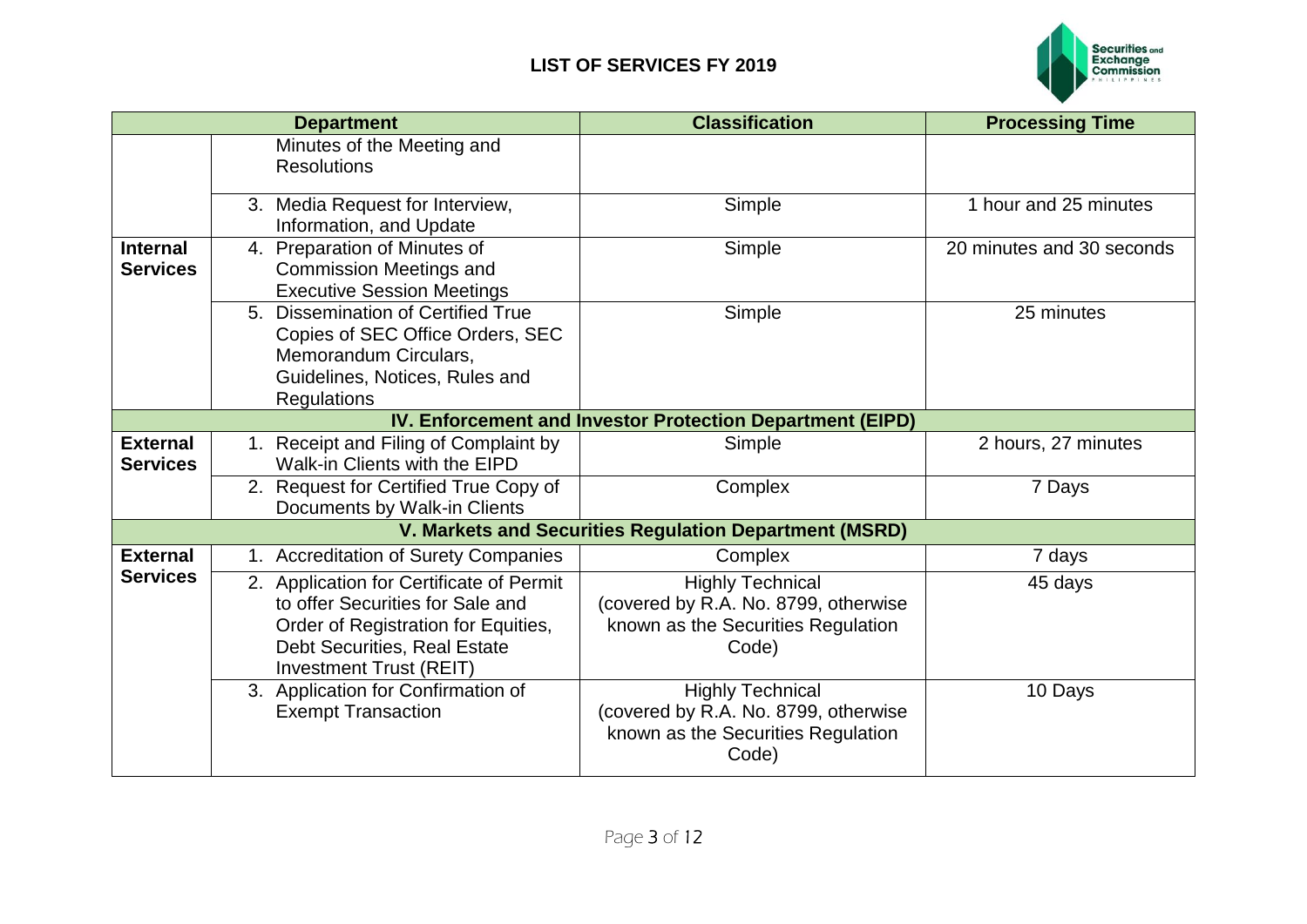## LIST OF SERVICES FY 2019

| Department | | Classification | Processing Time |
|---|---|---|---|
| | Minutes of the Meeting and Resolutions | | |
| | 3. Media Request for Interview, Information, and Update | Simple | 1 hour and 25 minutes |
| **Internal Services** | 4. Preparation of Minutes of Commission Meetings and Executive Session Meetings | Simple | 20 minutes and 30 seconds |
| | 5. Dissemination of Certified True Copies of SEC Office Orders, SEC Memorandum Circulars, Guidelines, Notices, Rules and Regulations | Simple | 25 minutes |
| **IV. Enforcement and Investor Protection Department (EIPD)** | | | |
| **External Services** | 1. Receipt and Filing of Complaint by Walk-in Clients with the EIPD | Simple | 2 hours, 27 minutes |
| | 2. Request for Certified True Copy of Documents by Walk-in Clients | Complex | 7 Days |
| **V. Markets and Securities Regulation Department (MSRD)** | | | |
| **External Services** | 1. Accreditation of Surety Companies | Complex | 7 days |
| | 2. Application for Certificate of Permit to offer Securities for Sale and Order of Registration for Equities, Debt Securities, Real Estate Investment Trust (REIT) | Highly Technical (covered by R.A. No. 8799, otherwise known as the Securities Regulation Code) | 45 days |
| | 3. Application for Confirmation of Exempt Transaction | Highly Technical (covered by R.A. No. 8799, otherwise known as the Securities Regulation Code) | 10 Days |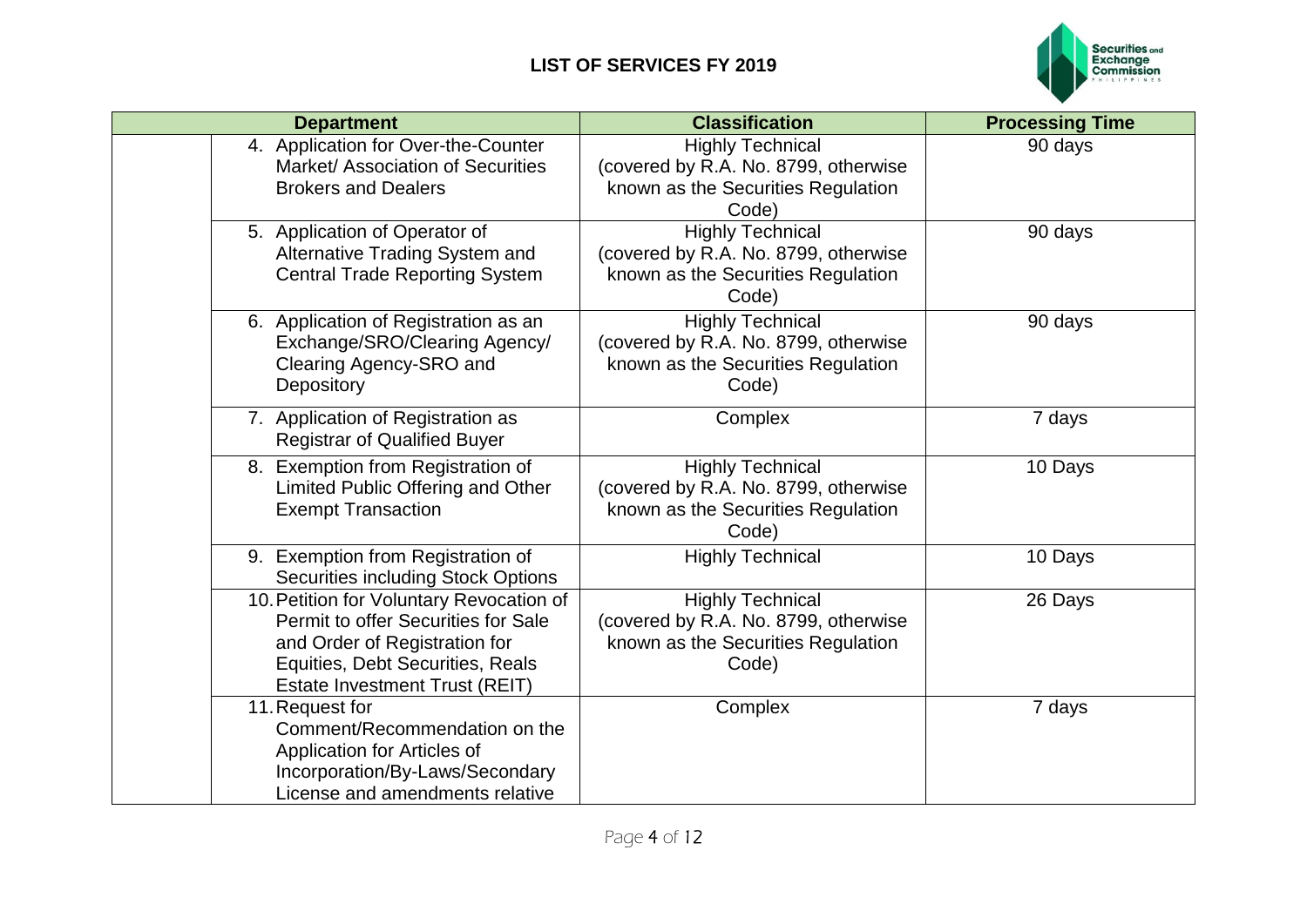## LIST OF SERVICES FY 2019

| Department | | Classification | Processing Time |
|---|---|---|---|
| | 4. Application for Over-the-Counter Market/ Association of Securities Brokers and Dealers | Highly Technical (covered by R.A. No. 8799, otherwise known as the Securities Regulation Code) | 90 days |
| | 5. Application of Operator of Alternative Trading System and Central Trade Reporting System | Highly Technical (covered by R.A. No. 8799, otherwise known as the Securities Regulation Code) | 90 days |
| | 6. Application of Registration as an Exchange/SRO/Clearing Agency/ Clearing Agency-SRO and Depository | Highly Technical (covered by R.A. No. 8799, otherwise known as the Securities Regulation Code) | 90 days |
| | 7. Application of Registration as Registrar of Qualified Buyer | Complex | 7 days |
| | 8. Exemption from Registration of Limited Public Offering and Other Exempt Transaction | Highly Technical (covered by R.A. No. 8799, otherwise known as the Securities Regulation Code) | 10 Days |
| | 9. Exemption from Registration of Securities including Stock Options | Highly Technical | 10 Days |
| | 10. Petition for Voluntary Revocation of Permit to offer Securities for Sale and Order of Registration for Equities, Debt Securities, Reals Estate Investment Trust (REIT) | Highly Technical (covered by R.A. No. 8799, otherwise known as the Securities Regulation Code) | 26 Days |
| | 11. Request for Comment/Recommendation on the Application for Articles of Incorporation/By-Laws/Secondary License and amendments relative | Complex | 7 days |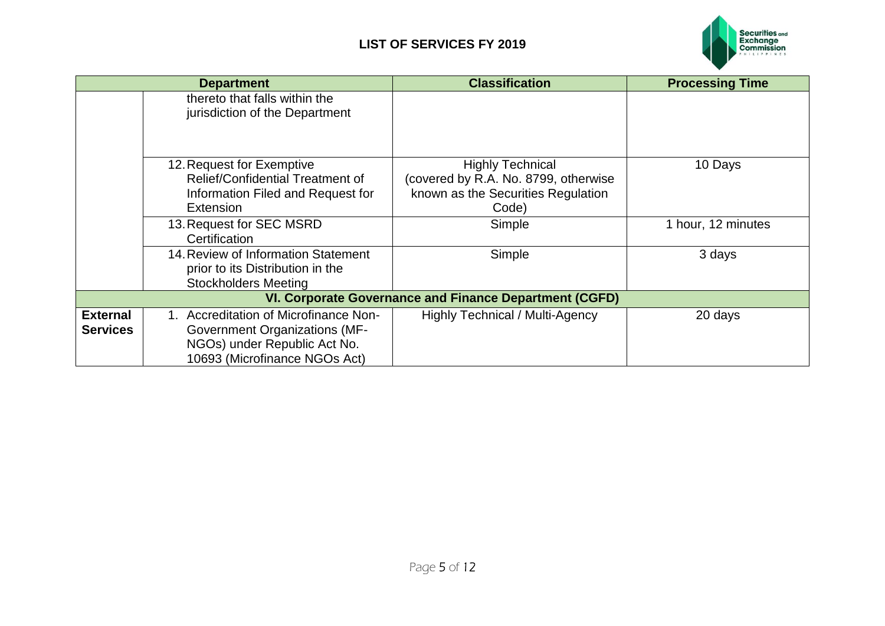| Department | | Classification | Processing Time |
|---|---|---|---|
| | thereto that falls within the jurisdiction of the Department | | |
| | 12. Request for Exemptive Relief/Confidential Treatment of Information Filed and Request for Extension | Highly Technical (covered by R.A. No. 8799, otherwise known as the Securities Regulation Code) | 10 Days |
| | 13. Request for SEC MSRD Certification | Simple | 1 hour, 12 minutes |
| | 14. Review of Information Statement prior to its Distribution in the Stockholders Meeting | Simple | 3 days |
| **VI. Corporate Governance and Finance Department (CGFD)** | | | |
| **External Services** | 1. Accreditation of Microfinance Non-Government Organizations (MF-NGOs) under Republic Act No. 10693 (Microfinance NGOs Act) | Highly Technical / Multi-Agency | 20 days |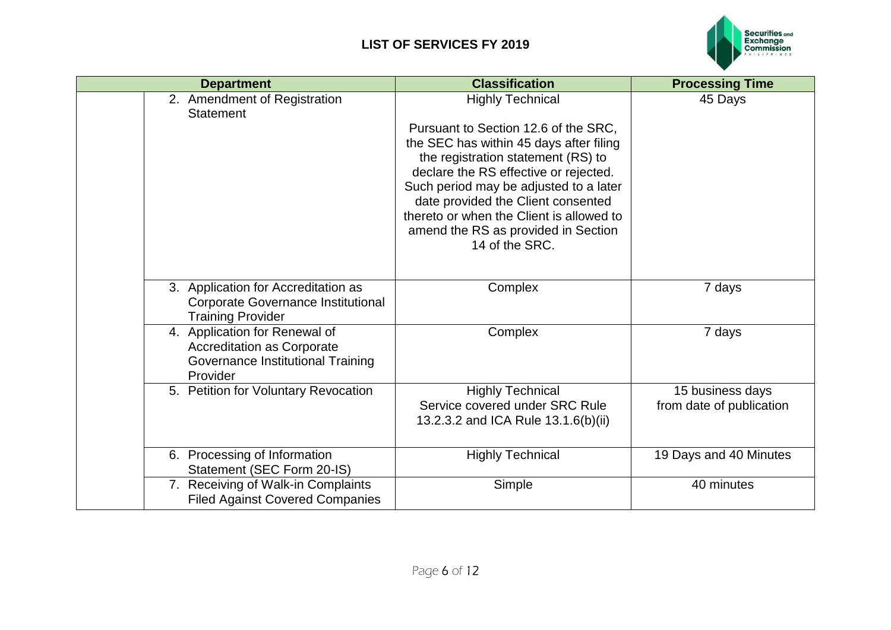# LIST OF SERVICES FY 2019

| Department | | Classification | Processing Time |
|---|---|---|---|
| | 2. Amendment of Registration Statement | Highly Technical<br><br>Pursuant to Section 12.6 of the SRC, the SEC has within 45 days after filing the registration statement (RS) to declare the RS effective or rejected. Such period may be adjusted to a later date provided the Client consented thereto or when the Client is allowed to amend the RS as provided in Section 14 of the SRC. | 45 Days |
| | 3. Application for Accreditation as Corporate Governance Institutional Training Provider | Complex | 7 days |
| | 4. Application for Renewal of Accreditation as Corporate Governance Institutional Training Provider | Complex | 7 days |
| | 5. Petition for Voluntary Revocation | Highly Technical<br>Service covered under SRC Rule 13.2.3.2 and ICA Rule 13.1.6(b)(ii) | 15 business days from date of publication |
| | 6. Processing of Information Statement (SEC Form 20-IS) | Highly Technical | 19 Days and 40 Minutes |
| | 7. Receiving of Walk-in Complaints Filed Against Covered Companies | Simple | 40 minutes |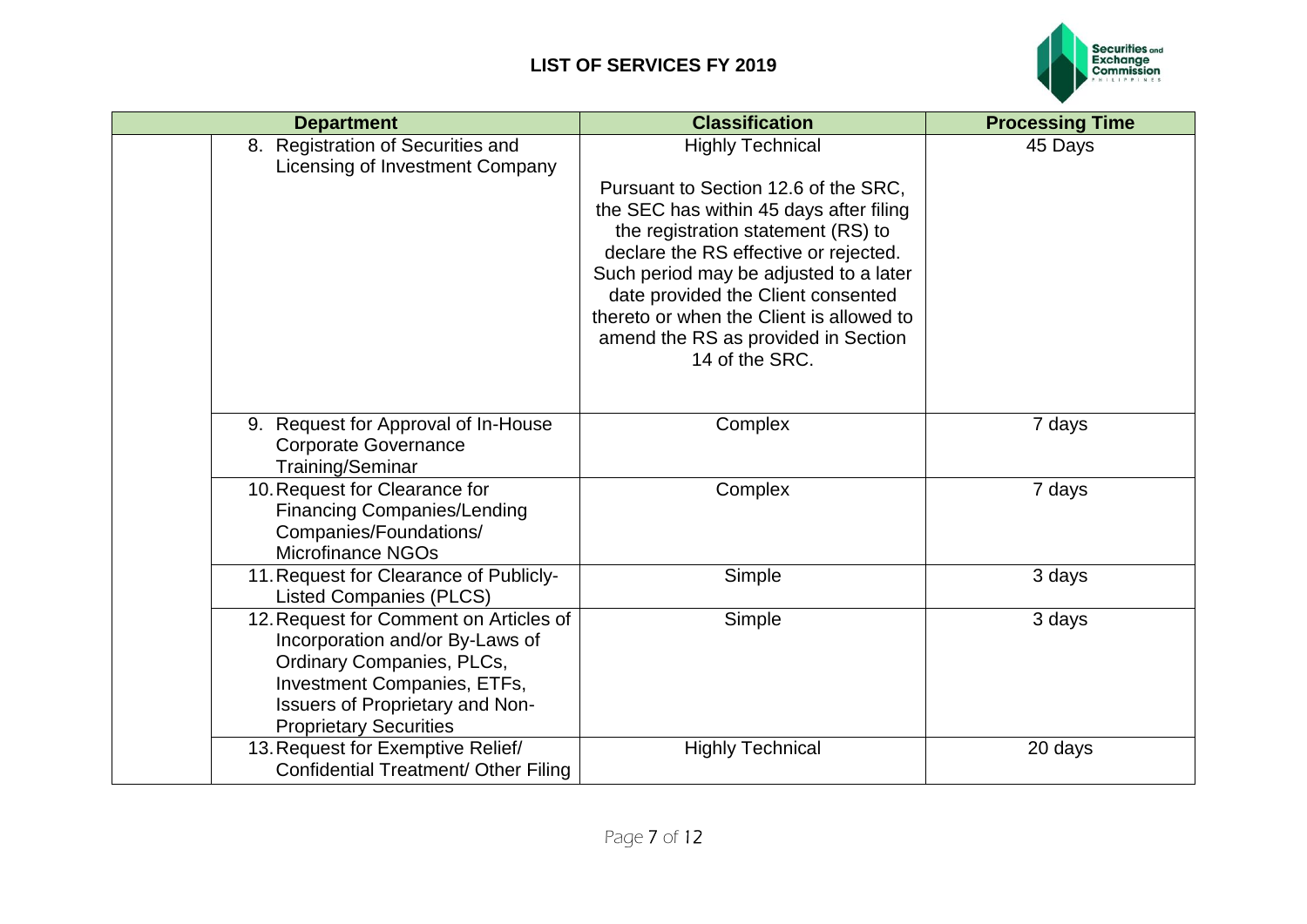## LIST OF SERVICES FY 2019

| Department | | Classification | Processing Time |
|---|---|---|---|
| | 8. Registration of Securities and Licensing of Investment Company | Highly Technical<br><br>Pursuant to Section 12.6 of the SRC, the SEC has within 45 days after filing the registration statement (RS) to declare the RS effective or rejected. Such period may be adjusted to a later date provided the Client consented thereto or when the Client is allowed to amend the RS as provided in Section 14 of the SRC. | 45 Days |
| | 9. Request for Approval of In-House Corporate Governance Training/Seminar | Complex | 7 days |
| | 10. Request for Clearance for Financing Companies/Lending Companies/Foundations/ Microfinance NGOs | Complex | 7 days |
| | 11. Request for Clearance of Publicly-Listed Companies (PLCS) | Simple | 3 days |
| | 12. Request for Comment on Articles of Incorporation and/or By-Laws of Ordinary Companies, PLCs, Investment Companies, ETFs, Issuers of Proprietary and Non-Proprietary Securities | Simple | 3 days |
| | 13. Request for Exemptive Relief/ Confidential Treatment/ Other Filing | Highly Technical | 20 days |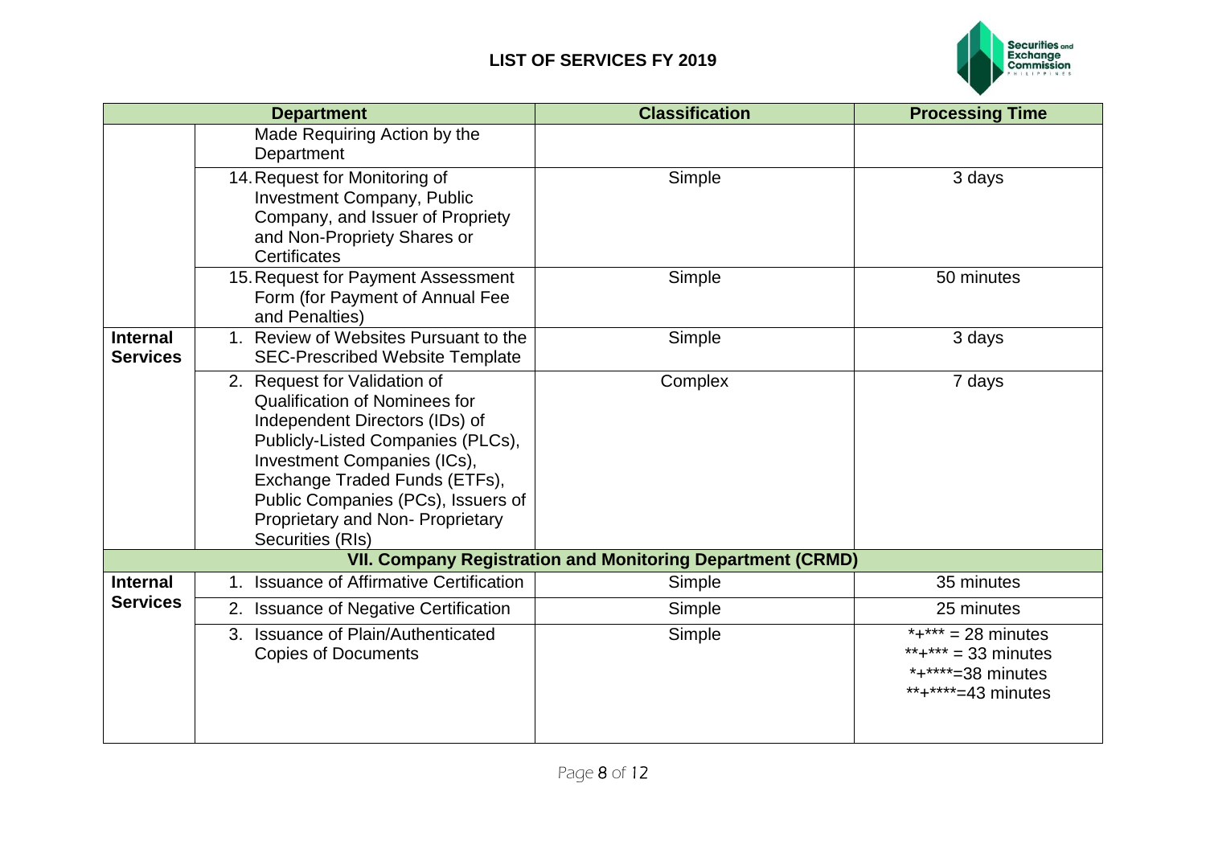# LIST OF SERVICES FY 2019

| Department | | Classification | Processing Time |
|---|---|---|---|
| | Made Requiring Action by the Department | | |
| | 14. Request for Monitoring of Investment Company, Public Company, and Issuer of Propriety and Non-Propriety Shares or Certificates | Simple | 3 days |
| | 15. Request for Payment Assessment Form (for Payment of Annual Fee and Penalties) | Simple | 50 minutes |
| **Internal Services** | 1. Review of Websites Pursuant to the SEC-Prescribed Website Template | Simple | 3 days |
| | 2. Request for Validation of Qualification of Nominees for Independent Directors (IDs) of Publicly-Listed Companies (PLCs), Investment Companies (ICs), Exchange Traded Funds (ETFs), Public Companies (PCs), Issuers of Proprietary and Non- Proprietary Securities (RIs) | Complex | 7 days |
| **VII. Company Registration and Monitoring Department (CRMD)** | | | |
| **Internal Services** | 1. Issuance of Affirmative Certification | Simple | 35 minutes |
| | 2. Issuance of Negative Certification | Simple | 25 minutes |
| | 3. Issuance of Plain/Authenticated Copies of Documents | Simple | *+*** = 28 minutes<br>**+*** = 33 minutes<br>*+****=38 minutes<br>**+****=43 minutes |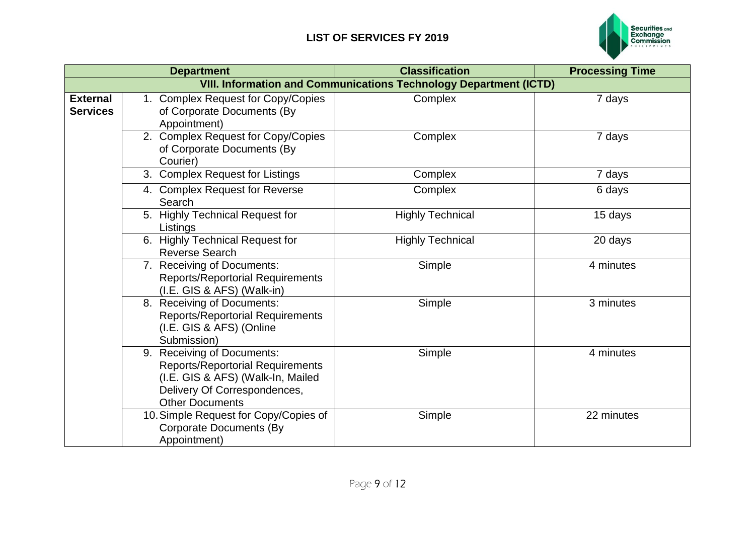## LIST OF SERVICES FY 2019

| Department | | Classification | Processing Time |
|---|---|---|---|
| **VIII. Information and Communications Technology Department (ICTD)** | | | |
| **External Services** | 1. Complex Request for Copy/Copies of Corporate Documents (By Appointment) | Complex | 7 days |
| | 2. Complex Request for Copy/Copies of Corporate Documents (By Courier) | Complex | 7 days |
| | 3. Complex Request for Listings | Complex | 7 days |
| | 4. Complex Request for Reverse Search | Complex | 6 days |
| | 5. Highly Technical Request for Listings | Highly Technical | 15 days |
| | 6. Highly Technical Request for Reverse Search | Highly Technical | 20 days |
| | 7. Receiving of Documents: Reports/Reportorial Requirements (I.E. GIS & AFS) (Walk-in) | Simple | 4 minutes |
| | 8. Receiving of Documents: Reports/Reportorial Requirements (I.E. GIS & AFS) (Online Submission) | Simple | 3 minutes |
| | 9. Receiving of Documents: Reports/Reportorial Requirements (I.E. GIS & AFS) (Walk-In, Mailed Delivery Of Correspondences, Other Documents | Simple | 4 minutes |
| | 10. Simple Request for Copy/Copies of Corporate Documents (By Appointment) | Simple | 22 minutes |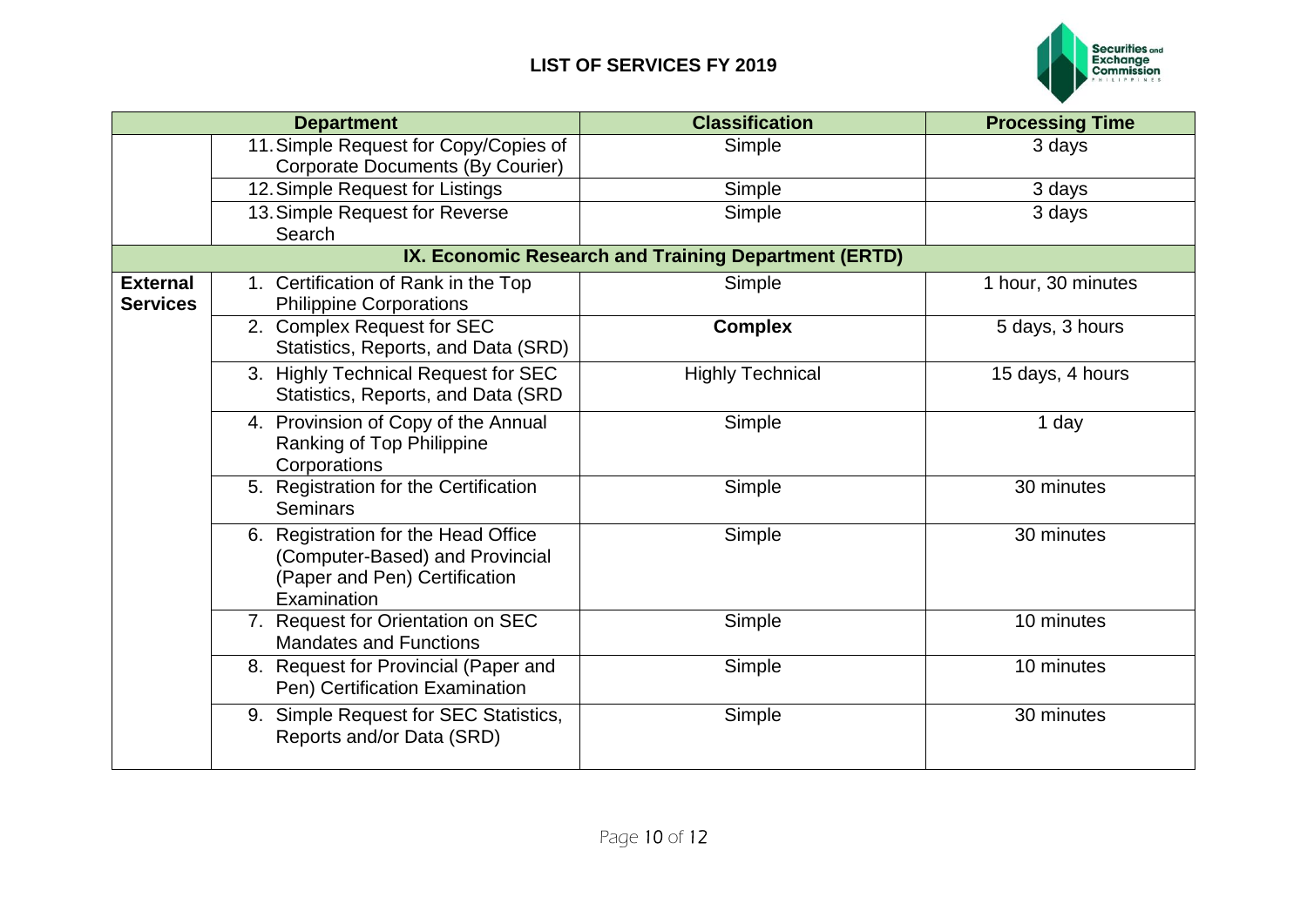## LIST OF SERVICES FY 2019

| Department | | Classification | Processing Time |
|---|---|---|---|
| | 11. Simple Request for Copy/Copies of Corporate Documents (By Courier) | Simple | 3 days |
| | 12. Simple Request for Listings | Simple | 3 days |
| | 13. Simple Request for Reverse Search | Simple | 3 days |
| **IX. Economic Research and Training Department (ERTD)** | | | |
| **External Services** | 1. Certification of Rank in the Top Philippine Corporations | Simple | 1 hour, 30 minutes |
| | 2. Complex Request for SEC Statistics, Reports, and Data (SRD) | **Complex** | 5 days, 3 hours |
| | 3. Highly Technical Request for SEC Statistics, Reports, and Data (SRD | Highly Technical | 15 days, 4 hours |
| | 4. Provinsion of Copy of the Annual Ranking of Top Philippine Corporations | Simple | 1 day |
| | 5. Registration for the Certification Seminars | Simple | 30 minutes |
| | 6. Registration for the Head Office (Computer-Based) and Provincial (Paper and Pen) Certification Examination | Simple | 30 minutes |
| | 7. Request for Orientation on SEC Mandates and Functions | Simple | 10 minutes |
| | 8. Request for Provincial (Paper and Pen) Certification Examination | Simple | 10 minutes |
| | 9. Simple Request for SEC Statistics, Reports and/or Data (SRD) | Simple | 30 minutes |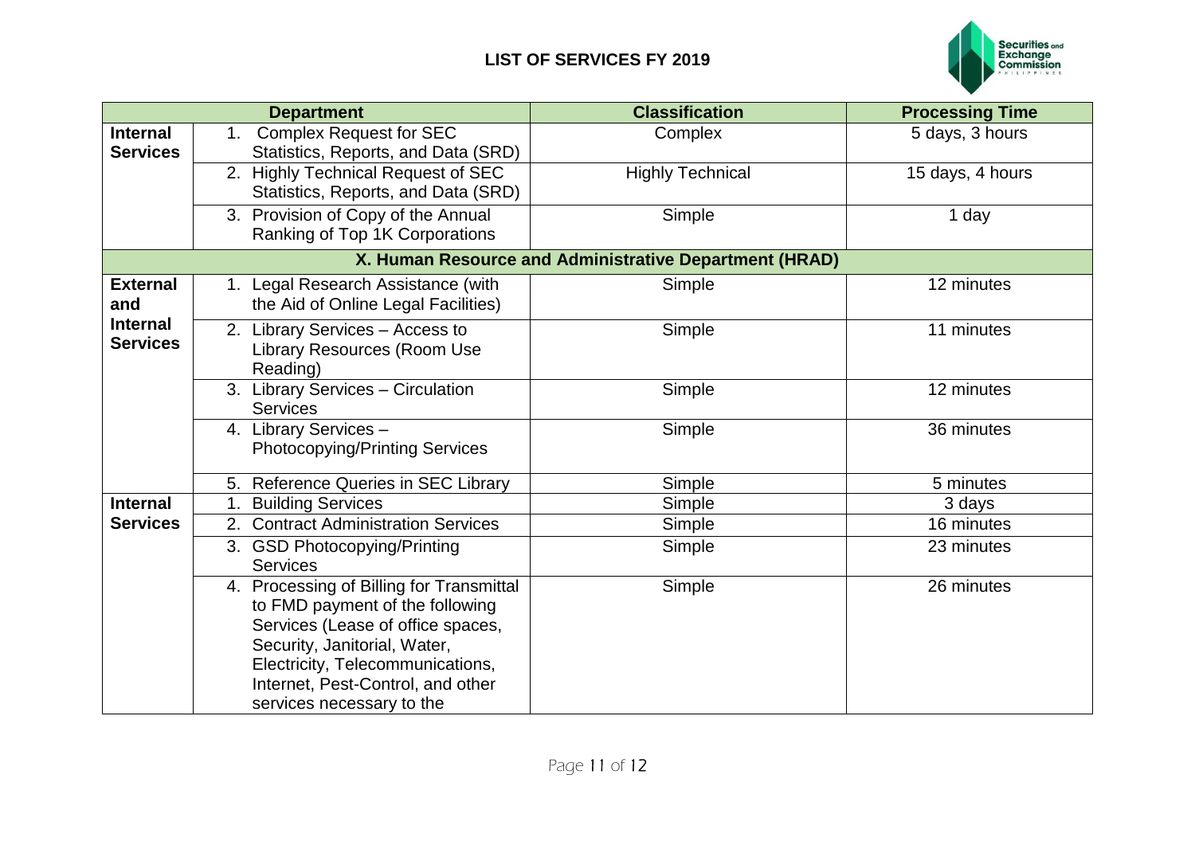## LIST OF SERVICES FY 2019

| Department | | Classification | Processing Time |
|---|---|---|---|
| **Internal Services** | 1. Complex Request for SEC Statistics, Reports, and Data (SRD) | Complex | 5 days, 3 hours |
| | 2. Highly Technical Request of SEC Statistics, Reports, and Data (SRD) | Highly Technical | 15 days, 4 hours |
| | 3. Provision of Copy of the Annual Ranking of Top 1K Corporations | Simple | 1 day |
| **X. Human Resource and Administrative Department (HRAD)** | | | |
| **External and Internal Services** | 1. Legal Research Assistance (with the Aid of Online Legal Facilities) | Simple | 12 minutes |
| | 2. Library Services – Access to Library Resources (Room Use Reading) | Simple | 11 minutes |
| | 3. Library Services – Circulation Services | Simple | 12 minutes |
| | 4. Library Services – Photocopying/Printing Services | Simple | 36 minutes |
| | 5. Reference Queries in SEC Library | Simple | 5 minutes |
| **Internal Services** | 1. Building Services | Simple | 3 days |
| | 2. Contract Administration Services | Simple | 16 minutes |
| | 3. GSD Photocopying/Printing Services | Simple | 23 minutes |
| | 4. Processing of Billing for Transmittal to FMD payment of the following Services (Lease of office spaces, Security, Janitorial, Water, Electricity, Telecommunications, Internet, Pest-Control, and other services necessary to the | Simple | 26 minutes |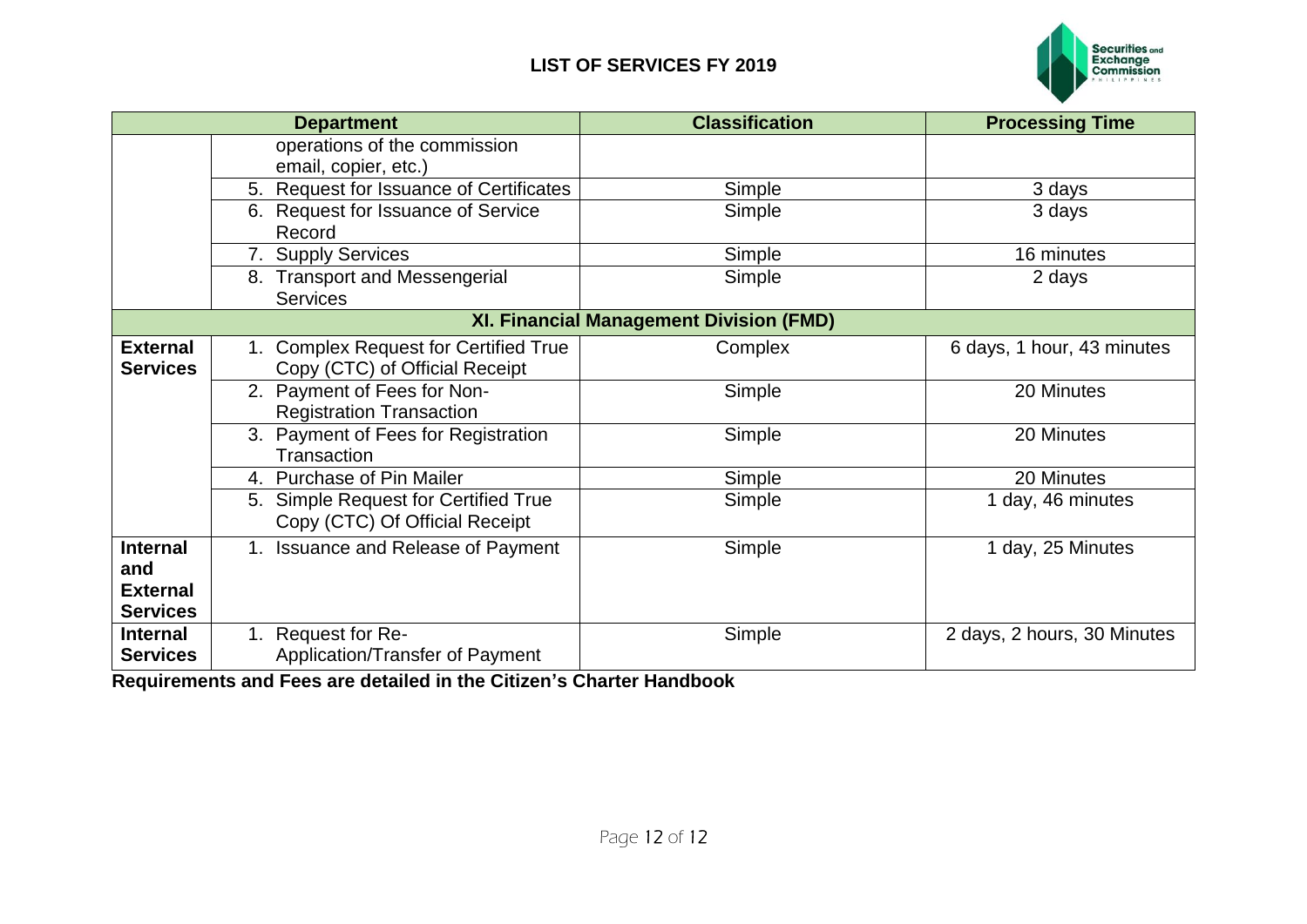## LIST OF SERVICES FY 2019

| Department | | Classification | Processing Time |
|---|---|---|---|
| | operations of the commission email, copier, etc.) | | |
| | 5. Request for Issuance of Certificates | Simple | 3 days |
| | 6. Request for Issuance of Service Record | Simple | 3 days |
| | 7. Supply Services | Simple | 16 minutes |
| | 8. Transport and Messengerial Services | Simple | 2 days |
| **XI. Financial Management Division (FMD)** | | | |
| **External Services** | 1. Complex Request for Certified True Copy (CTC) of Official Receipt | Complex | 6 days, 1 hour, 43 minutes |
| | 2. Payment of Fees for Non-Registration Transaction | Simple | 20 Minutes |
| | 3. Payment of Fees for Registration Transaction | Simple | 20 Minutes |
| | 4. Purchase of Pin Mailer | Simple | 20 Minutes |
| | 5. Simple Request for Certified True Copy (CTC) Of Official Receipt | Simple | 1 day, 46 minutes |
| **Internal and External Services** | 1. Issuance and Release of Payment | Simple | 1 day, 25 Minutes |
| **Internal Services** | 1. Request for Re-Application/Transfer of Payment | Simple | 2 days, 2 hours, 30 Minutes |

**Requirements and Fees are detailed in the Citizen's Charter Handbook**